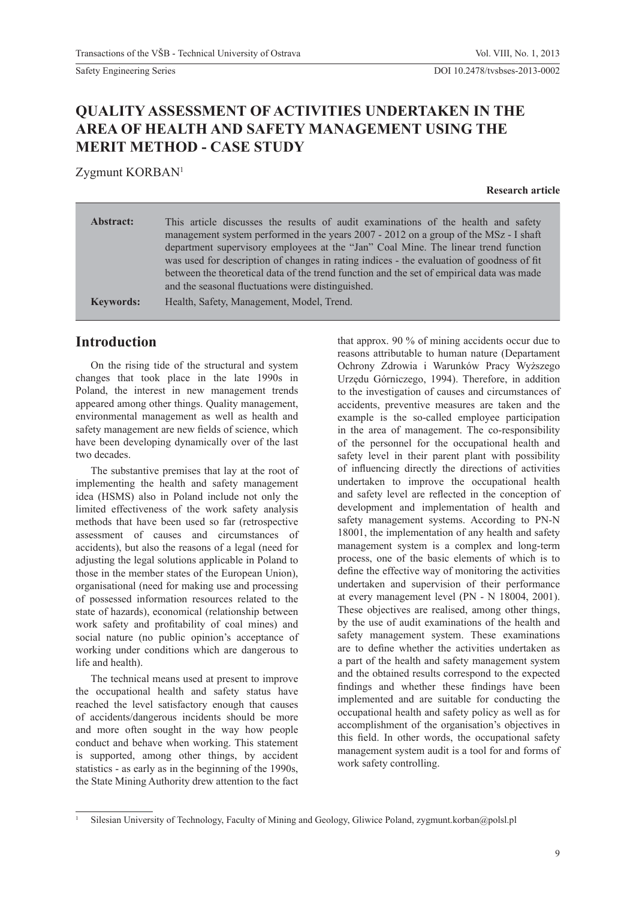# QUALITY ASSESSMENT OF ACTIVITIES UNDERTAKEN IN THE AREA OF HEALTH AND SAFETY MANAGEMENT USING THE MERIT METHOD - CASE STUDY

Zygmunt KORBAN[1]

**Research article**

**Abstract:** This article discusses the results of audit examinations of the health and safety management system performed in the years 2007 - 2012 on a group of the MSz - I shaft department supervisory employees at the "Jan" Coal Mine. The linear trend function was used for description of changes in rating indices - the evaluation of goodness of fit between the theoretical data of the trend function and the set of empirical data was made and the seasonal fluctuations were distinguished.

**Keywords:** Health, Safety, Management, Model, Trend.

## Introduction

On the rising tide of the structural and system changes that took place in the late 1990s in Poland, the interest in new management trends appeared among other things. Quality management, environmental management as well as health and safety management are new fields of science, which have been developing dynamically over of the last two decades.

The substantive premises that lay at the root of implementing the health and safety management idea (HSMS) also in Poland include not only the limited effectiveness of the work safety analysis methods that have been used so far (retrospective assessment of causes and circumstances of accidents), but also the reasons of a legal (need for adjusting the legal solutions applicable in Poland to those in the member states of the European Union), organisational (need for making use and processing of possessed information resources related to the state of hazards), economical (relationship between work safety and profitability of coal mines) and social nature (no public opinion's acceptance of working under conditions which are dangerous to life and health).

The technical means used at present to improve the occupational health and safety status have reached the level satisfactory enough that causes of accidents/dangerous incidents should be more and more often sought in the way how people conduct and behave when working. This statement is supported, among other things, by accident statistics - as early as in the beginning of the 1990s, the State Mining Authority drew attention to the fact that approx. 90 % of mining accidents occur due to reasons attributable to human nature (Departament Ochrony Zdrowia i Warunków Pracy Wyższego Urzędu Górniczego, 1994). Therefore, in addition to the investigation of causes and circumstances of accidents, preventive measures are taken and the example is the so-called employee participation in the area of management. The co-responsibility of the personnel for the occupational health and safety level in their parent plant with possibility of influencing directly the directions of activities undertaken to improve the occupational health and safety level are reflected in the conception of development and implementation of health and safety management systems. According to PN-N 18001, the implementation of any health and safety management system is a complex and long-term process, one of the basic elements of which is to define the effective way of monitoring the activities undertaken and supervision of their performance at every management level (PN - N 18004, 2001). These objectives are realised, among other things, by the use of audit examinations of the health and safety management system. These examinations are to define whether the activities undertaken as a part of the health and safety management system and the obtained results correspond to the expected findings and whether these findings have been implemented and are suitable for conducting the occupational health and safety policy as well as for accomplishment of the organisation's objectives in this field. In other words, the occupational safety management system audit is a tool for and forms of work safety controlling.

[1] Silesian University of Technology, Faculty of Mining and Geology, Gliwice Poland, zygmunt.korban@polsl.pl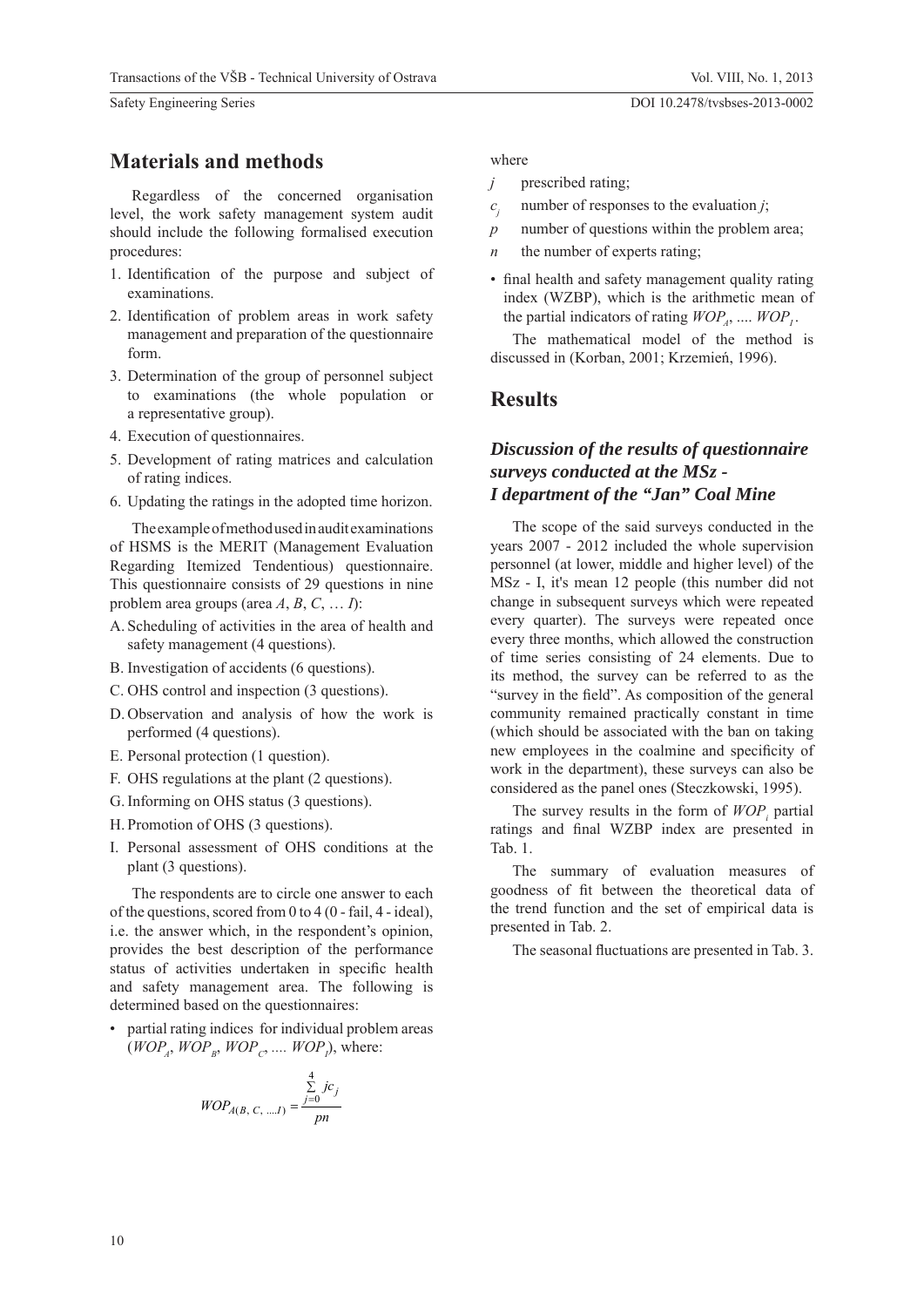## Materials and methods

Regardless of the concerned organisation level, the work safety management system audit should include the following formalised execution procedures:

1. Identification of the purpose and subject of examinations.
2. Identification of problem areas in work safety management and preparation of the questionnaire form.
3. Determination of the group of personnel subject to examinations (the whole population or a representative group).
4. Execution of questionnaires.
5. Development of rating matrices and calculation of rating indices.
6. Updating the ratings in the adopted time horizon.

The example of method used in audit examinations of HSMS is the MERIT (Management Evaluation Regarding Itemized Tendentious) questionnaire. This questionnaire consists of 29 questions in nine problem area groups (area $A$, $B$, $C$, … $I$):

A. Scheduling of activities in the area of health and safety management (4 questions).
B. Investigation of accidents (6 questions).
C. OHS control and inspection (3 questions).
D. Observation and analysis of how the work is performed (4 questions).
E. Personal protection (1 question).
F. OHS regulations at the plant (2 questions).
G. Informing on OHS status (3 questions).
H. Promotion of OHS (3 questions).
I. Personal assessment of OHS conditions at the plant (3 questions).

The respondents are to circle one answer to each of the questions, scored from 0 to 4 (0 - fail, 4 - ideal), i.e. the answer which, in the respondent's opinion, provides the best description of the performance status of activities undertaken in specific health and safety management area. The following is determined based on the questionnaires:

- partial rating indices for individual problem areas ($WOP_A$, $WOP_B$, $WOP_C$, .... $WOP_I$), where:

$$WOP_{A(B,\,C,\,\dots I)} = \frac{\sum_{j=0}^{4} jc_j}{pn}$$

where

- $j$ prescribed rating;
- $c_j$ number of responses to the evaluation $j$;
- $p$ number of questions within the problem area;
- $n$ the number of experts rating;

- final health and safety management quality rating index (WZBP), which is the arithmetic mean of the partial indicators of rating $WOP_A$, .... $WOP_I$.

The mathematical model of the method is discussed in (Korban, 2001; Krzemień, 1996).

## Results

### *Discussion of the results of questionnaire surveys conducted at the MSz - I department of the "Jan" Coal Mine*

The scope of the said surveys conducted in the years 2007 - 2012 included the whole supervision personnel (at lower, middle and higher level) of the MSz - I, it's mean 12 people (this number did not change in subsequent surveys which were repeated every quarter). The surveys were repeated once every three months, which allowed the construction of time series consisting of 24 elements. Due to its method, the survey can be referred to as the "survey in the field". As composition of the general community remained practically constant in time (which should be associated with the ban on taking new employees in the coalmine and specificity of work in the department), these surveys can also be considered as the panel ones (Steczkowski, 1995).

The survey results in the form of $WOP_i$ partial ratings and final WZBP index are presented in Tab. 1.

The summary of evaluation measures of goodness of fit between the theoretical data of the trend function and the set of empirical data is presented in Tab. 2.

The seasonal fluctuations are presented in Tab. 3.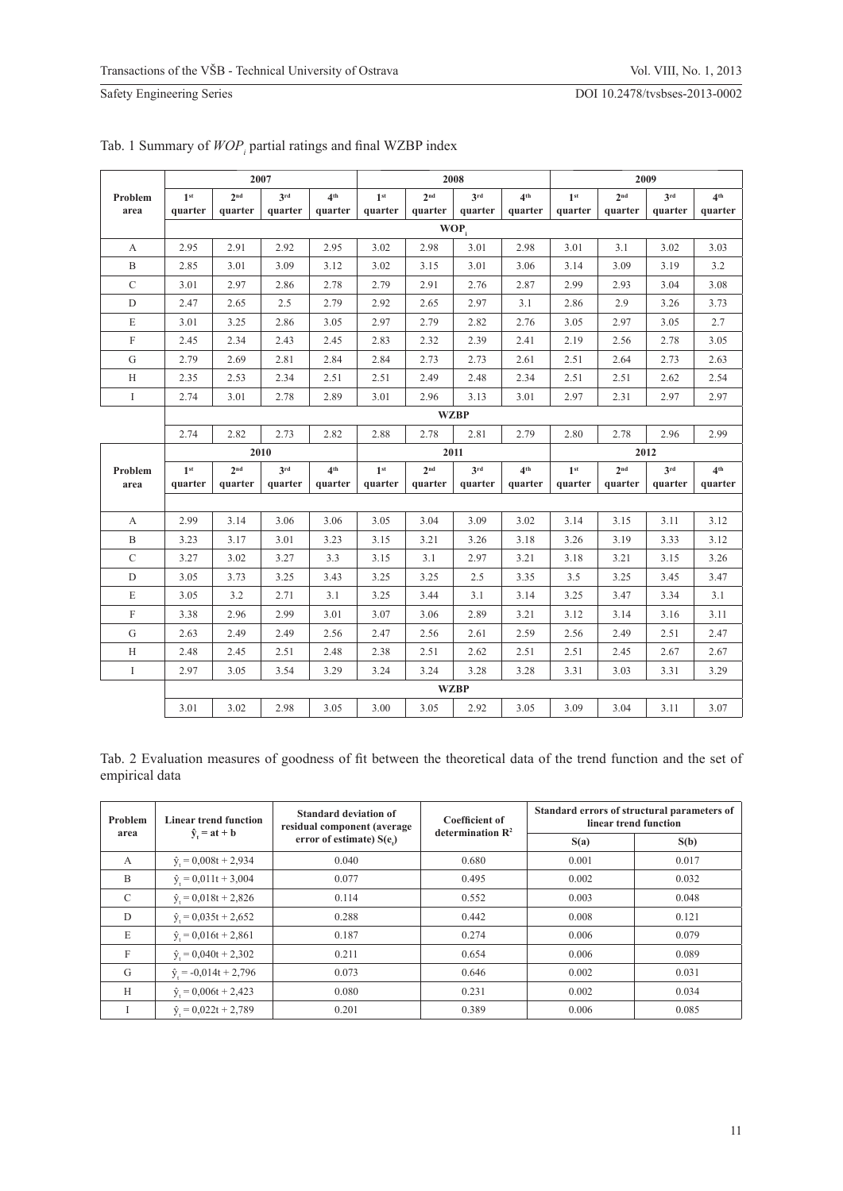Tab. 1 Summary of $WOP_i$ partial ratings and final WZBP index

| Problem area | 2007 | | | | 2008 | | | | 2009 | | | |
|---|---|---|---|---|---|---|---|---|---|---|---|---|
| | 1st quarter | 2nd quarter | 3rd quarter | 4th quarter | 1st quarter | 2nd quarter | 3rd quarter | 4th quarter | 1st quarter | 2nd quarter | 3rd quarter | 4th quarter |
| | $WOP_i$ | | | | | | | | | | | |
| A | 2.95 | 2.91 | 2.92 | 2.95 | 3.02 | 2.98 | 3.01 | 2.98 | 3.01 | 3.1 | 3.02 | 3.03 |
| B | 2.85 | 3.01 | 3.09 | 3.12 | 3.02 | 3.15 | 3.01 | 3.06 | 3.14 | 3.09 | 3.19 | 3.2 |
| C | 3.01 | 2.97 | 2.86 | 2.78 | 2.79 | 2.91 | 2.76 | 2.87 | 2.99 | 2.93 | 3.04 | 3.08 |
| D | 2.47 | 2.65 | 2.5 | 2.79 | 2.92 | 2.65 | 2.97 | 3.1 | 2.86 | 2.9 | 3.26 | 3.73 |
| E | 3.01 | 3.25 | 2.86 | 3.05 | 2.97 | 2.79 | 2.82 | 2.76 | 3.05 | 2.97 | 3.05 | 2.7 |
| F | 2.45 | 2.34 | 2.43 | 2.45 | 2.83 | 2.32 | 2.39 | 2.41 | 2.19 | 2.56 | 2.78 | 3.05 |
| G | 2.79 | 2.69 | 2.81 | 2.84 | 2.84 | 2.73 | 2.73 | 2.61 | 2.51 | 2.64 | 2.73 | 2.63 |
| H | 2.35 | 2.53 | 2.34 | 2.51 | 2.51 | 2.49 | 2.48 | 2.34 | 2.51 | 2.51 | 2.62 | 2.54 |
| I | 2.74 | 3.01 | 2.78 | 2.89 | 3.01 | 2.96 | 3.13 | 3.01 | 2.97 | 2.31 | 2.97 | 2.97 |
| | WZBP | | | | | | | | | | | |
| | 2.74 | 2.82 | 2.73 | 2.82 | 2.88 | 2.78 | 2.81 | 2.79 | 2.80 | 2.78 | 2.96 | 2.99 |
| Problem area | 2010 | | | | 2011 | | | | 2012 | | | |
| | 1st quarter | 2nd quarter | 3rd quarter | 4th quarter | 1st quarter | 2nd quarter | 3rd quarter | 4th quarter | 1st quarter | 2nd quarter | 3rd quarter | 4th quarter |
| A | 2.99 | 3.14 | 3.06 | 3.06 | 3.05 | 3.04 | 3.09 | 3.02 | 3.14 | 3.15 | 3.11 | 3.12 |
| B | 3.23 | 3.17 | 3.01 | 3.23 | 3.15 | 3.21 | 3.26 | 3.18 | 3.26 | 3.19 | 3.33 | 3.12 |
| C | 3.27 | 3.02 | 3.27 | 3.3 | 3.15 | 3.1 | 2.97 | 3.21 | 3.18 | 3.21 | 3.15 | 3.26 |
| D | 3.05 | 3.73 | 3.25 | 3.43 | 3.25 | 3.25 | 2.5 | 3.35 | 3.5 | 3.25 | 3.45 | 3.47 |
| E | 3.05 | 3.2 | 2.71 | 3.1 | 3.25 | 3.44 | 3.1 | 3.14 | 3.25 | 3.47 | 3.34 | 3.1 |
| F | 3.38 | 2.96 | 2.99 | 3.01 | 3.07 | 3.06 | 2.89 | 3.21 | 3.12 | 3.14 | 3.16 | 3.11 |
| G | 2.63 | 2.49 | 2.49 | 2.56 | 2.47 | 2.56 | 2.61 | 2.59 | 2.56 | 2.49 | 2.51 | 2.47 |
| H | 2.48 | 2.45 | 2.51 | 2.48 | 2.38 | 2.51 | 2.62 | 2.51 | 2.51 | 2.45 | 2.67 | 2.67 |
| I | 2.97 | 3.05 | 3.54 | 3.29 | 3.24 | 3.24 | 3.28 | 3.28 | 3.31 | 3.03 | 3.31 | 3.29 |
| | WZBP | | | | | | | | | | | |
| | 3.01 | 3.02 | 2.98 | 3.05 | 3.00 | 3.05 | 2.92 | 3.05 | 3.09 | 3.04 | 3.11 | 3.07 |

Tab. 2 Evaluation measures of goodness of fit between the theoretical data of the trend function and the set of empirical data

| Problem area | Linear trend function $\hat{y}_t = at + b$ | Standard deviation of residual component (average error of estimate) $S(e_t)$ | Coefficient of determination $R^2$ | Standard errors of structural parameters of linear trend function | |
|---|---|---|---|---|---|
| | | | | S(a) | S(b) |
| A | $\hat{y}_t = 0{,}008t + 2{,}934$ | 0.040 | 0.680 | 0.001 | 0.017 |
| B | $\hat{y}_t = 0{,}011t + 3{,}004$ | 0.077 | 0.495 | 0.002 | 0.032 |
| C | $\hat{y}_t = 0{,}018t + 2{,}826$ | 0.114 | 0.552 | 0.003 | 0.048 |
| D | $\hat{y}_t = 0{,}035t + 2{,}652$ | 0.288 | 0.442 | 0.008 | 0.121 |
| E | $\hat{y}_t = 0{,}016t + 2{,}861$ | 0.187 | 0.274 | 0.006 | 0.079 |
| F | $\hat{y}_t = 0{,}040t + 2{,}302$ | 0.211 | 0.654 | 0.006 | 0.089 |
| G | $\hat{y}_t = -0{,}014t + 2{,}796$ | 0.073 | 0.646 | 0.002 | 0.031 |
| H | $\hat{y}_t = 0{,}006t + 2{,}423$ | 0.080 | 0.231 | 0.002 | 0.034 |
| I | $\hat{y}_t = 0{,}022t + 2{,}789$ | 0.201 | 0.389 | 0.006 | 0.085 |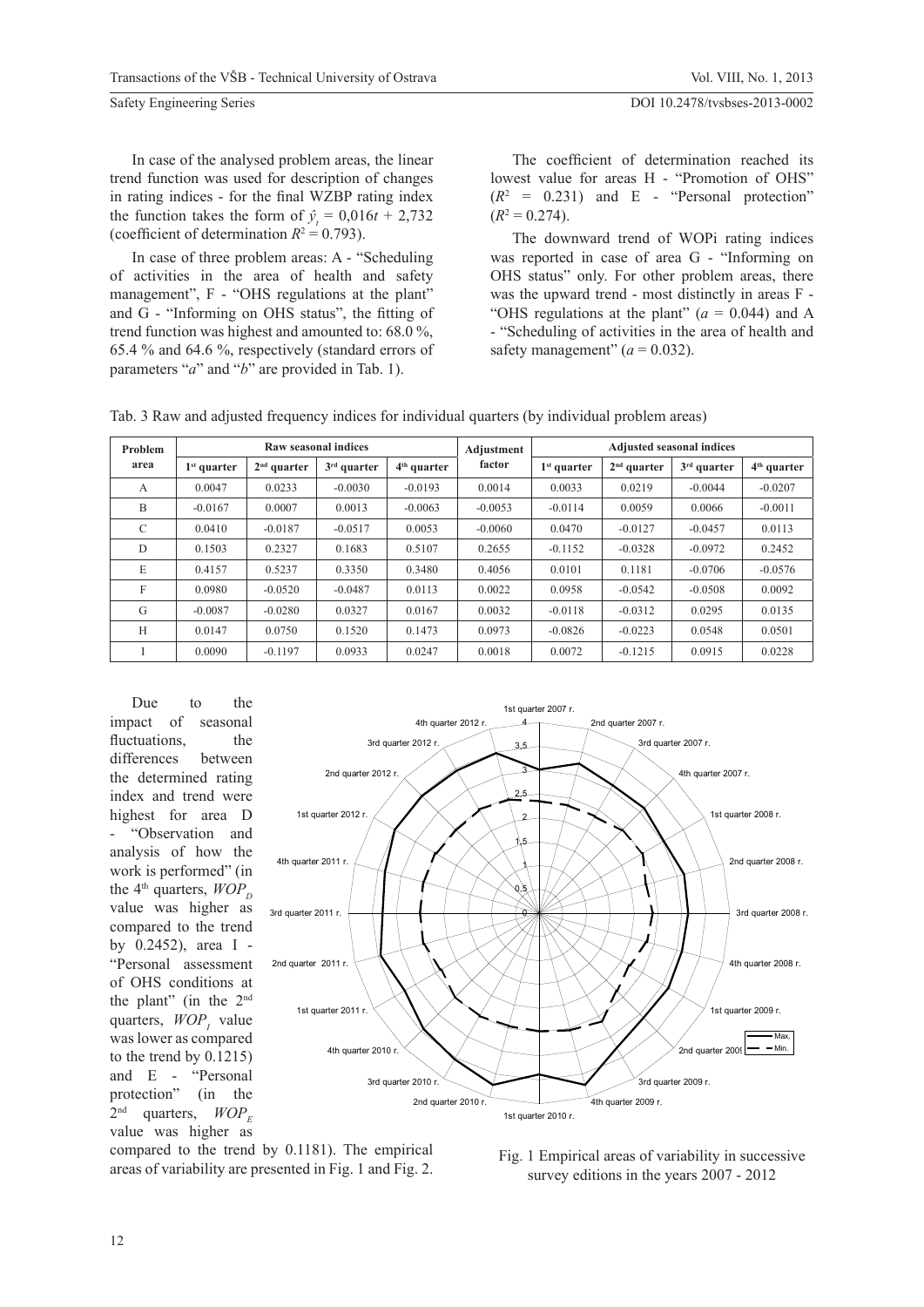In case of the analysed problem areas, the linear trend function was used for description of changes in rating indices - for the final WZBP rating index the function takes the form of $\hat{y}_t = 0{,}016t + 2{,}732$ (coefficient of determination $R^2 = 0.793$).

In case of three problem areas: A - "Scheduling of activities in the area of health and safety management", F - "OHS regulations at the plant" and G - "Informing on OHS status", the fitting of trend function was highest and amounted to: 68.0 %, 65.4 % and 64.6 %, respectively (standard errors of parameters "*a*" and "*b*" are provided in Tab. 1).

The coefficient of determination reached its lowest value for areas H - "Promotion of OHS" ($R^2 = 0.231$) and E - "Personal protection" ($R^2 = 0.274$).

The downward trend of WOPi rating indices was reported in case of area G - "Informing on OHS status" only. For other problem areas, there was the upward trend - most distinctly in areas F - "OHS regulations at the plant" ($a = 0.044$) and A - "Scheduling of activities in the area of health and safety management" ($a = 0.032$).

Tab. 3 Raw and adjusted frequency indices for individual quarters (by individual problem areas)

| Problem area | Raw seasonal indices | | | | Adjustment factor | Adjusted seasonal indices | | | |
|---|---|---|---|---|---|---|---|---|---|
| | 1st quarter | 2nd quarter | 3rd quarter | 4th quarter | | 1st quarter | 2nd quarter | 3rd quarter | 4th quarter |
| A | 0.0047 | 0.0233 | -0.0030 | -0.0193 | 0.0014 | 0.0033 | 0.0219 | -0.0044 | -0.0207 |
| B | -0.0167 | 0.0007 | 0.0013 | -0.0063 | -0.0053 | -0.0114 | 0.0059 | 0.0066 | -0.0011 |
| C | 0.0410 | -0.0187 | -0.0517 | 0.0053 | -0.0060 | 0.0470 | -0.0127 | -0.0457 | 0.0113 |
| D | 0.1503 | 0.2327 | 0.1683 | 0.5107 | 0.2655 | -0.1152 | -0.0328 | -0.0972 | 0.2452 |
| E | 0.4157 | 0.5237 | 0.3350 | 0.3480 | 0.4056 | 0.0101 | 0.1181 | -0.0706 | -0.0576 |
| F | 0.0980 | -0.0520 | -0.0487 | 0.0113 | 0.0022 | 0.0958 | -0.0542 | -0.0508 | 0.0092 |
| G | -0.0087 | -0.0280 | 0.0327 | 0.0167 | 0.0032 | -0.0118 | -0.0312 | 0.0295 | 0.0135 |
| H | 0.0147 | 0.0750 | 0.1520 | 0.1473 | 0.0973 | -0.0826 | -0.0223 | 0.0548 | 0.0501 |
| I | 0.0090 | -0.1197 | 0.0933 | 0.0247 | 0.0018 | 0.0072 | -0.1215 | 0.0915 | 0.0228 |

Due to the impact of seasonal fluctuations, the differences between the determined rating index and trend were highest for area D - "Observation and analysis of how the work is performed" (in the 4th quarters, $WOP_D$ value was higher as compared to the trend by 0.2452), area I - "Personal assessment of OHS conditions at the plant" (in the 2nd quarters, $WOP_I$ value was lower as compared to the trend by 0.1215) and E - "Personal protection" (in the 2nd quarters, $WOP_E$ value was higher as compared to the trend by 0.1181). The empirical areas of variability are presented in Fig. 1 and Fig. 2.

Fig. 1 Empirical areas of variability in successive survey editions in the years 2007 - 2012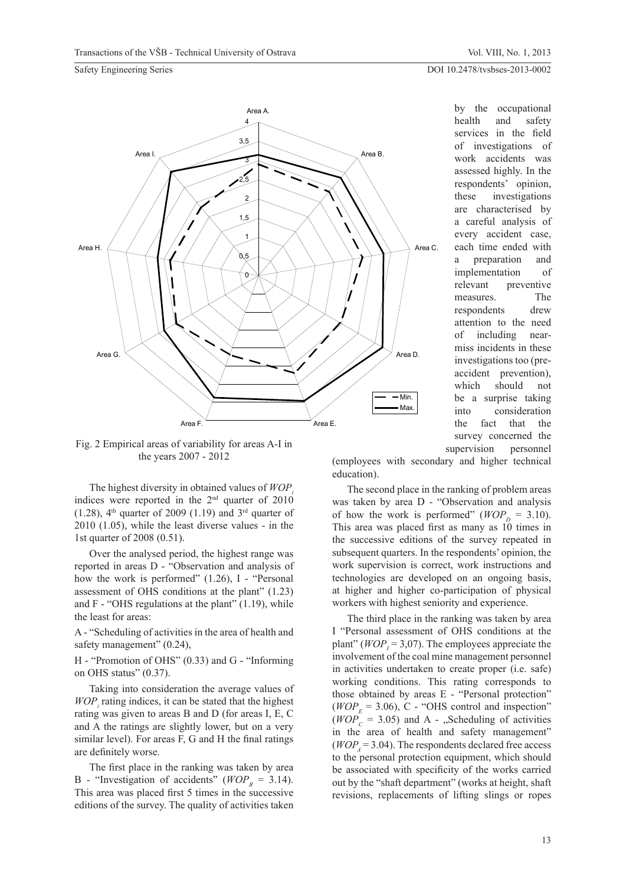Fig. 2 Empirical areas of variability for areas A-I in the years 2007 - 2012

The highest diversity in obtained values of $WOP_i$ indices were reported in the 2nd quarter of 2010 (1.28), 4th quarter of 2009 (1.19) and 3rd quarter of 2010 (1.05), while the least diverse values - in the 1st quarter of 2008 (0.51).

Over the analysed period, the highest range was reported in areas D - "Observation and analysis of how the work is performed" (1.26), I - "Personal assessment of OHS conditions at the plant" (1.23) and F - "OHS regulations at the plant" (1.19), while the least for areas:

A - "Scheduling of activities in the area of health and safety management" (0.24),

H - "Promotion of OHS" (0.33) and G - "Informing on OHS status" (0.37).

Taking into consideration the average values of $WOP_i$ rating indices, it can be stated that the highest rating was given to areas B and D (for areas I, E, C and A the ratings are slightly lower, but on a very similar level). For areas F, G and H the final ratings are definitely worse.

The first place in the ranking was taken by area B - "Investigation of accidents" ($WOP_B$ = 3.14). This area was placed first 5 times in the successive editions of the survey. The quality of activities taken by the occupational health and safety services in the field of investigations of work accidents was assessed highly. In the respondents' opinion, these investigations are characterised by a careful analysis of every accident case, each time ended with a preparation and implementation of relevant preventive measures. The respondents drew attention to the need of including near-miss incidents in these investigations too (pre-accident prevention), which should not be a surprise taking into consideration the fact that the survey concerned the supervision personnel (employees with secondary and higher technical education).

The second place in the ranking of problem areas was taken by area D - "Observation and analysis of how the work is performed" ($WOP_D$ = 3.10). This area was placed first as many as 10 times in the successive editions of the survey repeated in subsequent quarters. In the respondents' opinion, the work supervision is correct, work instructions and technologies are developed on an ongoing basis, at higher and higher co-participation of physical workers with highest seniority and experience.

The third place in the ranking was taken by area I "Personal assessment of OHS conditions at the plant" ($WOP_I$ = 3,07). The employees appreciate the involvement of the coal mine management personnel in activities undertaken to create proper (i.e. safe) working conditions. This rating corresponds to those obtained by areas E - "Personal protection" ($WOP_E$ = 3.06), C - "OHS control and inspection" ($WOP_C$ = 3.05) and A - „Scheduling of activities in the area of health and safety management" ($WOP_A$ = 3.04). The respondents declared free access to the personal protection equipment, which should be associated with specificity of the works carried out by the "shaft department" (works at height, shaft revisions, replacements of lifting slings or ropes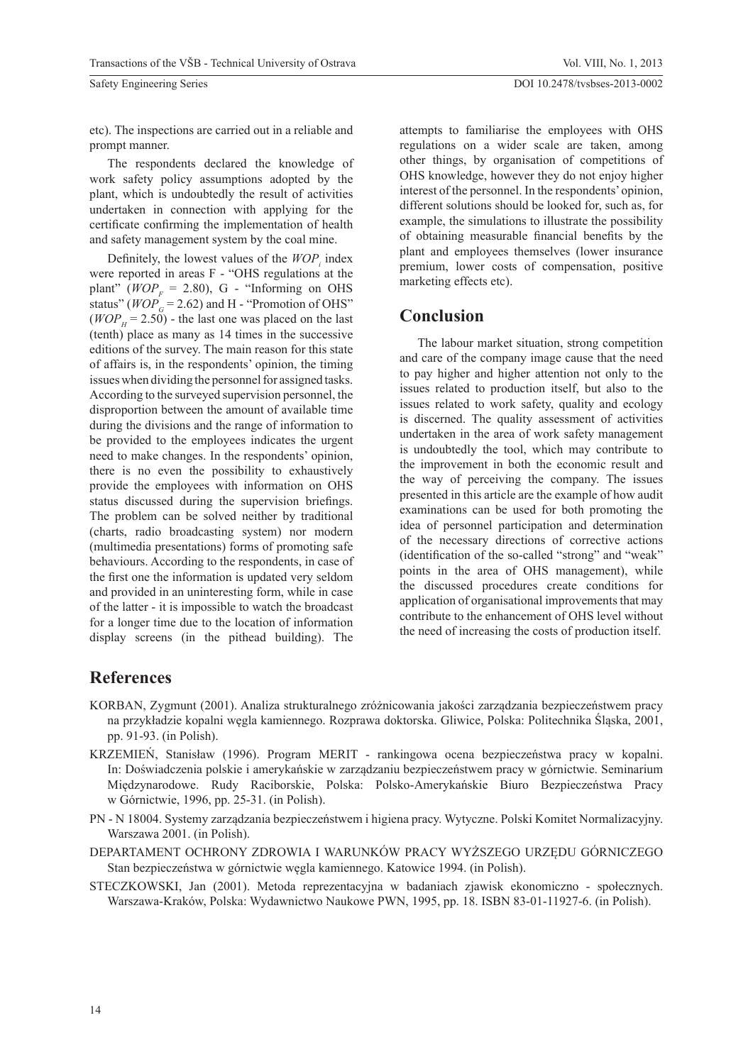etc). The inspections are carried out in a reliable and prompt manner.

The respondents declared the knowledge of work safety policy assumptions adopted by the plant, which is undoubtedly the result of activities undertaken in connection with applying for the certificate confirming the implementation of health and safety management system by the coal mine.

Definitely, the lowest values of the $WOP_i$ index were reported in areas F - "OHS regulations at the plant" ($WOP_F = 2.80$), G - "Informing on OHS status" ($WOP_G = 2.62$) and H - "Promotion of OHS" ($WOP_H = 2.50$) - the last one was placed on the last (tenth) place as many as 14 times in the successive editions of the survey. The main reason for this state of affairs is, in the respondents' opinion, the timing issues when dividing the personnel for assigned tasks. According to the surveyed supervision personnel, the disproportion between the amount of available time during the divisions and the range of information to be provided to the employees indicates the urgent need to make changes. In the respondents' opinion, there is no even the possibility to exhaustively provide the employees with information on OHS status discussed during the supervision briefings. The problem can be solved neither by traditional (charts, radio broadcasting system) nor modern (multimedia presentations) forms of promoting safe behaviours. According to the respondents, in case of the first one the information is updated very seldom and provided in an uninteresting form, while in case of the latter - it is impossible to watch the broadcast for a longer time due to the location of information display screens (in the pithead building). The attempts to familiarise the employees with OHS regulations on a wider scale are taken, among other things, by organisation of competitions of OHS knowledge, however they do not enjoy higher interest of the personnel. In the respondents' opinion, different solutions should be looked for, such as, for example, the simulations to illustrate the possibility of obtaining measurable financial benefits by the plant and employees themselves (lower insurance premium, lower costs of compensation, positive marketing effects etc).

## Conclusion

The labour market situation, strong competition and care of the company image cause that the need to pay higher and higher attention not only to the issues related to production itself, but also to the issues related to work safety, quality and ecology is discerned. The quality assessment of activities undertaken in the area of work safety management is undoubtedly the tool, which may contribute to the improvement in both the economic result and the way of perceiving the company. The issues presented in this article are the example of how audit examinations can be used for both promoting the idea of personnel participation and determination of the necessary directions of corrective actions (identification of the so-called "strong" and "weak" points in the area of OHS management), while the discussed procedures create conditions for application of organisational improvements that may contribute to the enhancement of OHS level without the need of increasing the costs of production itself.

## References

KORBAN, Zygmunt (2001). Analiza strukturalnego zróżnicowania jakości zarządzania bezpieczeństwem pracy na przykładzie kopalni węgla kamiennego. Rozprawa doktorska. Gliwice, Polska: Politechnika Śląska, 2001, pp. 91-93. (in Polish).

KRZEMIEŃ, Stanisław (1996). Program MERIT - rankingowa ocena bezpieczeństwa pracy w kopalni. In: Doświadczenia polskie i amerykańskie w zarządzaniu bezpieczeństwem pracy w górnictwie. Seminarium Międzynarodowe. Rudy Raciborskie, Polska: Polsko-Amerykańskie Biuro Bezpieczeństwa Pracy w Górnictwie, 1996, pp. 25-31. (in Polish).

PN - N 18004. Systemy zarządzania bezpieczeństwem i higiena pracy. Wytyczne. Polski Komitet Normalizacyjny. Warszawa 2001. (in Polish).

DEPARTAMENT OCHRONY ZDROWIA I WARUNKÓW PRACY WYŻSZEGO URZĘDU GÓRNICZEGO Stan bezpieczeństwa w górnictwie węgla kamiennego. Katowice 1994. (in Polish).

STECZKOWSKI, Jan (2001). Metoda reprezentacyjna w badaniach zjawisk ekonomiczno - społecznych. Warszawa-Kraków, Polska: Wydawnictwo Naukowe PWN, 1995, pp. 18. ISBN 83-01-11927-6. (in Polish).